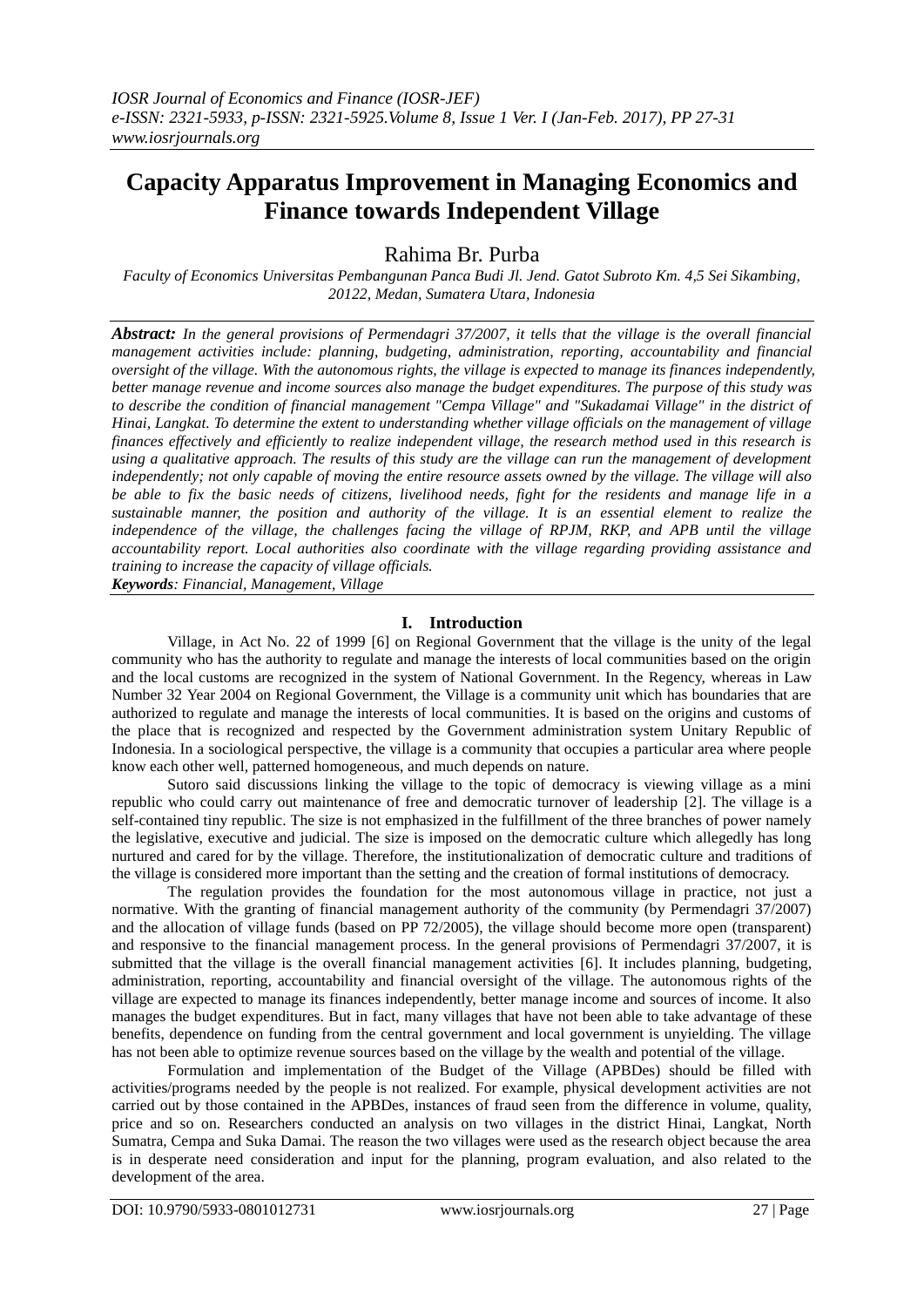# Capacity Apparatus Improvement in Managing Economics and Finance towards Independent Village

Rahima Br. Purba

*Faculty of Economics Universitas Pembangunan Panca Budi Jl. Jend. Gatot Subroto Km. 4,5 Sei Sikambing, 20122, Medan, Sumatera Utara, Indonesia*

***Abstract:*** *In the general provisions of Permendagri 37/2007, it tells that the village is the overall financial management activities include: planning, budgeting, administration, reporting, accountability and financial oversight of the village. With the autonomous rights, the village is expected to manage its finances independently, better manage revenue and income sources also manage the budget expenditures. The purpose of this study was to describe the condition of financial management "Cempa Village" and "Sukadamai Village" in the district of Hinai, Langkat. To determine the extent to understanding whether village officials on the management of village finances effectively and efficiently to realize independent village, the research method used in this research is using a qualitative approach. The results of this study are the village can run the management of development independently; not only capable of moving the entire resource assets owned by the village. The village will also be able to fix the basic needs of citizens, livelihood needs, fight for the residents and manage life in a sustainable manner, the position and authority of the village. It is an essential element to realize the independence of the village, the challenges facing the village of RPJM, RKP, and APB until the village accountability report. Local authorities also coordinate with the village regarding providing assistance and training to increase the capacity of village officials.*

***Keywords****: Financial, Management, Village*

## I. Introduction

Village, in Act No. 22 of 1999 [6] on Regional Government that the village is the unity of the legal community who has the authority to regulate and manage the interests of local communities based on the origin and the local customs are recognized in the system of National Government. In the Regency, whereas in Law Number 32 Year 2004 on Regional Government, the Village is a community unit which has boundaries that are authorized to regulate and manage the interests of local communities. It is based on the origins and customs of the place that is recognized and respected by the Government administration system Unitary Republic of Indonesia. In a sociological perspective, the village is a community that occupies a particular area where people know each other well, patterned homogeneous, and much depends on nature.

Sutoro said discussions linking the village to the topic of democracy is viewing village as a mini republic who could carry out maintenance of free and democratic turnover of leadership [2]. The village is a self-contained tiny republic. The size is not emphasized in the fulfillment of the three branches of power namely the legislative, executive and judicial. The size is imposed on the democratic culture which allegedly has long nurtured and cared for by the village. Therefore, the institutionalization of democratic culture and traditions of the village is considered more important than the setting and the creation of formal institutions of democracy.

The regulation provides the foundation for the most autonomous village in practice, not just a normative. With the granting of financial management authority of the community (by Permendagri 37/2007) and the allocation of village funds (based on PP 72/2005), the village should become more open (transparent) and responsive to the financial management process. In the general provisions of Permendagri 37/2007, it is submitted that the village is the overall financial management activities [6]. It includes planning, budgeting, administration, reporting, accountability and financial oversight of the village. The autonomous rights of the village are expected to manage its finances independently, better manage income and sources of income. It also manages the budget expenditures. But in fact, many villages that have not been able to take advantage of these benefits, dependence on funding from the central government and local government is unyielding. The village has not been able to optimize revenue sources based on the village by the wealth and potential of the village.

Formulation and implementation of the Budget of the Village (APBDes) should be filled with activities/programs needed by the people is not realized. For example, physical development activities are not carried out by those contained in the APBDes, instances of fraud seen from the difference in volume, quality, price and so on. Researchers conducted an analysis on two villages in the district Hinai, Langkat, North Sumatra, Cempa and Suka Damai. The reason the two villages were used as the research object because the area is in desperate need consideration and input for the planning, program evaluation, and also related to the development of the area.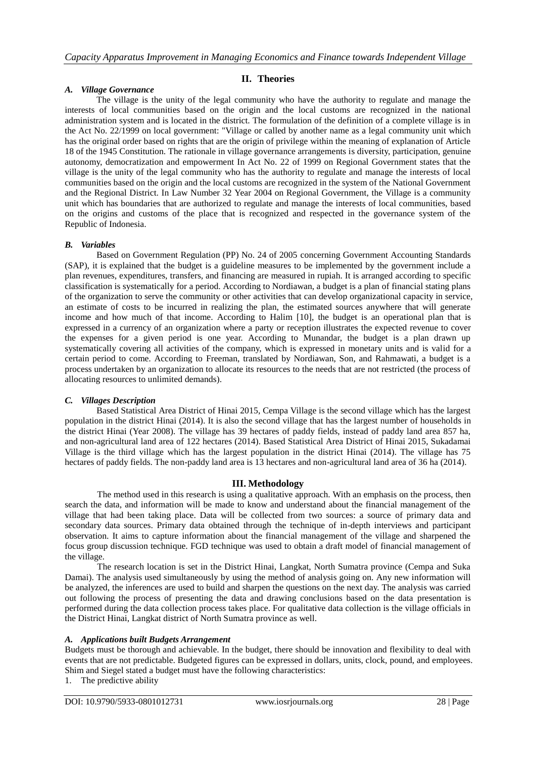## II. Theories

### *A. Village Governance*

The village is the unity of the legal community who have the authority to regulate and manage the interests of local communities based on the origin and the local customs are recognized in the national administration system and is located in the district. The formulation of the definition of a complete village is in the Act No. 22/1999 on local government: "Village or called by another name as a legal community unit which has the original order based on rights that are the origin of privilege within the meaning of explanation of Article 18 of the 1945 Constitution. The rationale in village governance arrangements is diversity, participation, genuine autonomy, democratization and empowerment In Act No. 22 of 1999 on Regional Government states that the village is the unity of the legal community who has the authority to regulate and manage the interests of local communities based on the origin and the local customs are recognized in the system of the National Government and the Regional District. In Law Number 32 Year 2004 on Regional Government, the Village is a community unit which has boundaries that are authorized to regulate and manage the interests of local communities, based on the origins and customs of the place that is recognized and respected in the governance system of the Republic of Indonesia.

### *B. Variables*

Based on Government Regulation (PP) No. 24 of 2005 concerning Government Accounting Standards (SAP), it is explained that the budget is a guideline measures to be implemented by the government include a plan revenues, expenditures, transfers, and financing are measured in rupiah. It is arranged according to specific classification is systematically for a period. According to Nordiawan, a budget is a plan of financial stating plans of the organization to serve the community or other activities that can develop organizational capacity in service, an estimate of costs to be incurred in realizing the plan, the estimated sources anywhere that will generate income and how much of that income. According to Halim [10], the budget is an operational plan that is expressed in a currency of an organization where a party or reception illustrates the expected revenue to cover the expenses for a given period is one year. According to Munandar, the budget is a plan drawn up systematically covering all activities of the company, which is expressed in monetary units and is valid for a certain period to come. According to Freeman, translated by Nordiawan, Son, and Rahmawati, a budget is a process undertaken by an organization to allocate its resources to the needs that are not restricted (the process of allocating resources to unlimited demands).

### *C. Villages Description*

Based Statistical Area District of Hinai 2015, Cempa Village is the second village which has the largest population in the district Hinai (2014). It is also the second village that has the largest number of households in the district Hinai (Year 2008). The village has 39 hectares of paddy fields, instead of paddy land area 857 ha, and non-agricultural land area of 122 hectares (2014). Based Statistical Area District of Hinai 2015, Sukadamai Village is the third village which has the largest population in the district Hinai (2014). The village has 75 hectares of paddy fields. The non-paddy land area is 13 hectares and non-agricultural land area of 36 ha (2014).

## III. Methodology

The method used in this research is using a qualitative approach. With an emphasis on the process, then search the data, and information will be made to know and understand about the financial management of the village that had been taking place. Data will be collected from two sources: a source of primary data and secondary data sources. Primary data obtained through the technique of in-depth interviews and participant observation. It aims to capture information about the financial management of the village and sharpened the focus group discussion technique. FGD technique was used to obtain a draft model of financial management of the village.

The research location is set in the District Hinai, Langkat, North Sumatra province (Cempa and Suka Damai). The analysis used simultaneously by using the method of analysis going on. Any new information will be analyzed, the inferences are used to build and sharpen the questions on the next day. The analysis was carried out following the process of presenting the data and drawing conclusions based on the data presentation is performed during the data collection process takes place. For qualitative data collection is the village officials in the District Hinai, Langkat district of North Sumatra province as well.

### *A. Applications built Budgets Arrangement*

Budgets must be thorough and achievable. In the budget, there should be innovation and flexibility to deal with events that are not predictable. Budgeted figures can be expressed in dollars, units, clock, pound, and employees. Shim and Siegel stated a budget must have the following characteristics:

1. The predictive ability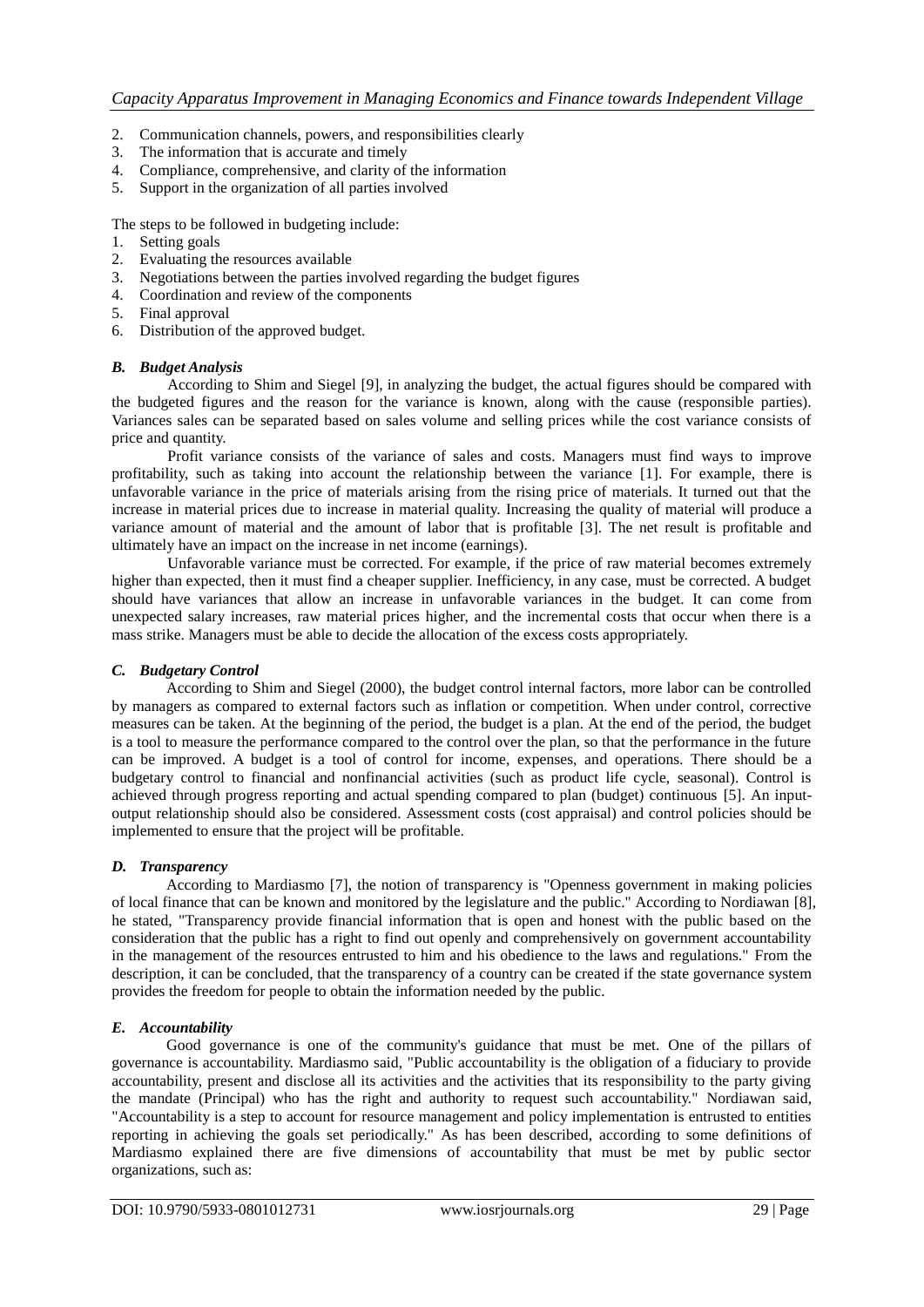2. Communication channels, powers, and responsibilities clearly
3. The information that is accurate and timely
4. Compliance, comprehensive, and clarity of the information
5. Support in the organization of all parties involved

The steps to be followed in budgeting include:

1. Setting goals
2. Evaluating the resources available
3. Negotiations between the parties involved regarding the budget figures
4. Coordination and review of the components
5. Final approval
6. Distribution of the approved budget.

### *B. Budget Analysis*

According to Shim and Siegel [9], in analyzing the budget, the actual figures should be compared with the budgeted figures and the reason for the variance is known, along with the cause (responsible parties). Variances sales can be separated based on sales volume and selling prices while the cost variance consists of price and quantity.

Profit variance consists of the variance of sales and costs. Managers must find ways to improve profitability, such as taking into account the relationship between the variance [1]. For example, there is unfavorable variance in the price of materials arising from the rising price of materials. It turned out that the increase in material prices due to increase in material quality. Increasing the quality of material will produce a variance amount of material and the amount of labor that is profitable [3]. The net result is profitable and ultimately have an impact on the increase in net income (earnings).

Unfavorable variance must be corrected. For example, if the price of raw material becomes extremely higher than expected, then it must find a cheaper supplier. Inefficiency, in any case, must be corrected. A budget should have variances that allow an increase in unfavorable variances in the budget. It can come from unexpected salary increases, raw material prices higher, and the incremental costs that occur when there is a mass strike. Managers must be able to decide the allocation of the excess costs appropriately.

### *C. Budgetary Control*

According to Shim and Siegel (2000), the budget control internal factors, more labor can be controlled by managers as compared to external factors such as inflation or competition. When under control, corrective measures can be taken. At the beginning of the period, the budget is a plan. At the end of the period, the budget is a tool to measure the performance compared to the control over the plan, so that the performance in the future can be improved. A budget is a tool of control for income, expenses, and operations. There should be a budgetary control to financial and nonfinancial activities (such as product life cycle, seasonal). Control is achieved through progress reporting and actual spending compared to plan (budget) continuous [5]. An input-output relationship should also be considered. Assessment costs (cost appraisal) and control policies should be implemented to ensure that the project will be profitable.

### *D. Transparency*

According to Mardiasmo [7], the notion of transparency is "Openness government in making policies of local finance that can be known and monitored by the legislature and the public." According to Nordiawan [8], he stated, "Transparency provide financial information that is open and honest with the public based on the consideration that the public has a right to find out openly and comprehensively on government accountability in the management of the resources entrusted to him and his obedience to the laws and regulations." From the description, it can be concluded, that the transparency of a country can be created if the state governance system provides the freedom for people to obtain the information needed by the public.

### *E. Accountability*

Good governance is one of the community's guidance that must be met. One of the pillars of governance is accountability. Mardiasmo said, "Public accountability is the obligation of a fiduciary to provide accountability, present and disclose all its activities and the activities that its responsibility to the party giving the mandate (Principal) who has the right and authority to request such accountability." Nordiawan said, "Accountability is a step to account for resource management and policy implementation is entrusted to entities reporting in achieving the goals set periodically." As has been described, according to some definitions of Mardiasmo explained there are five dimensions of accountability that must be met by public sector organizations, such as: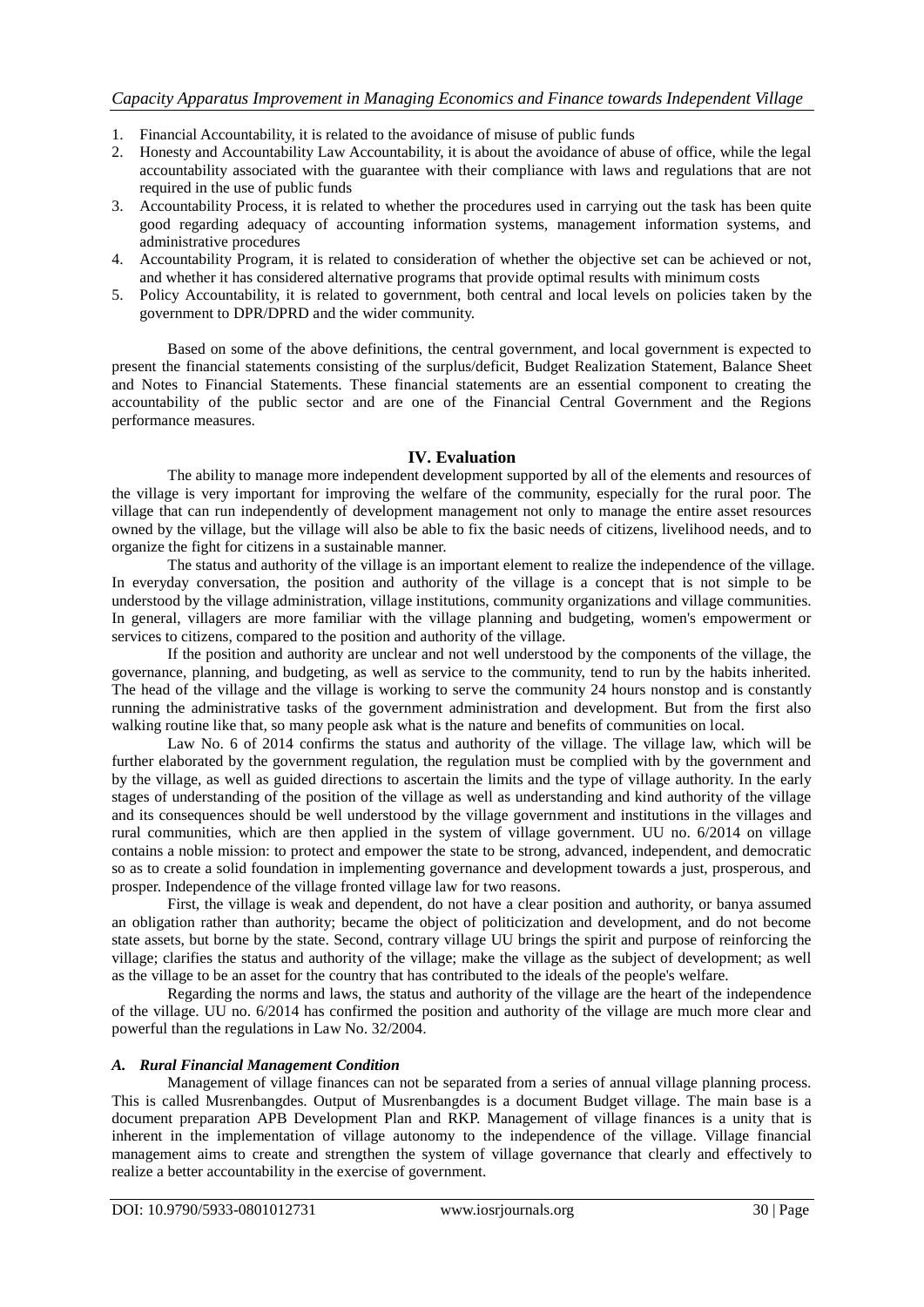1. Financial Accountability, it is related to the avoidance of misuse of public funds
2. Honesty and Accountability Law Accountability, it is about the avoidance of abuse of office, while the legal accountability associated with the guarantee with their compliance with laws and regulations that are not required in the use of public funds
3. Accountability Process, it is related to whether the procedures used in carrying out the task has been quite good regarding adequacy of accounting information systems, management information systems, and administrative procedures
4. Accountability Program, it is related to consideration of whether the objective set can be achieved or not, and whether it has considered alternative programs that provide optimal results with minimum costs
5. Policy Accountability, it is related to government, both central and local levels on policies taken by the government to DPR/DPRD and the wider community.

Based on some of the above definitions, the central government, and local government is expected to present the financial statements consisting of the surplus/deficit, Budget Realization Statement, Balance Sheet and Notes to Financial Statements. These financial statements are an essential component to creating the accountability of the public sector and are one of the Financial Central Government and the Regions performance measures.

## IV. Evaluation

The ability to manage more independent development supported by all of the elements and resources of the village is very important for improving the welfare of the community, especially for the rural poor. The village that can run independently of development management not only to manage the entire asset resources owned by the village, but the village will also be able to fix the basic needs of citizens, livelihood needs, and to organize the fight for citizens in a sustainable manner.

The status and authority of the village is an important element to realize the independence of the village. In everyday conversation, the position and authority of the village is a concept that is not simple to be understood by the village administration, village institutions, community organizations and village communities. In general, villagers are more familiar with the village planning and budgeting, women's empowerment or services to citizens, compared to the position and authority of the village.

If the position and authority are unclear and not well understood by the components of the village, the governance, planning, and budgeting, as well as service to the community, tend to run by the habits inherited. The head of the village and the village is working to serve the community 24 hours nonstop and is constantly running the administrative tasks of the government administration and development. But from the first also walking routine like that, so many people ask what is the nature and benefits of communities on local.

Law No. 6 of 2014 confirms the status and authority of the village. The village law, which will be further elaborated by the government regulation, the regulation must be complied with by the government and by the village, as well as guided directions to ascertain the limits and the type of village authority. In the early stages of understanding of the position of the village as well as understanding and kind authority of the village and its consequences should be well understood by the village government and institutions in the villages and rural communities, which are then applied in the system of village government. UU no. 6/2014 on village contains a noble mission: to protect and empower the state to be strong, advanced, independent, and democratic so as to create a solid foundation in implementing governance and development towards a just, prosperous, and prosper. Independence of the village fronted village law for two reasons.

First, the village is weak and dependent, do not have a clear position and authority, or banya assumed an obligation rather than authority; became the object of politicization and development, and do not become state assets, but borne by the state. Second, contrary village UU brings the spirit and purpose of reinforcing the village; clarifies the status and authority of the village; make the village as the subject of development; as well as the village to be an asset for the country that has contributed to the ideals of the people's welfare.

Regarding the norms and laws, the status and authority of the village are the heart of the independence of the village. UU no. 6/2014 has confirmed the position and authority of the village are much more clear and powerful than the regulations in Law No. 32/2004.

### *A. Rural Financial Management Condition*

Management of village finances can not be separated from a series of annual village planning process. This is called Musrenbangdes. Output of Musrenbangdes is a document Budget village. The main base is a document preparation APB Development Plan and RKP. Management of village finances is a unity that is inherent in the implementation of village autonomy to the independence of the village. Village financial management aims to create and strengthen the system of village governance that clearly and effectively to realize a better accountability in the exercise of government.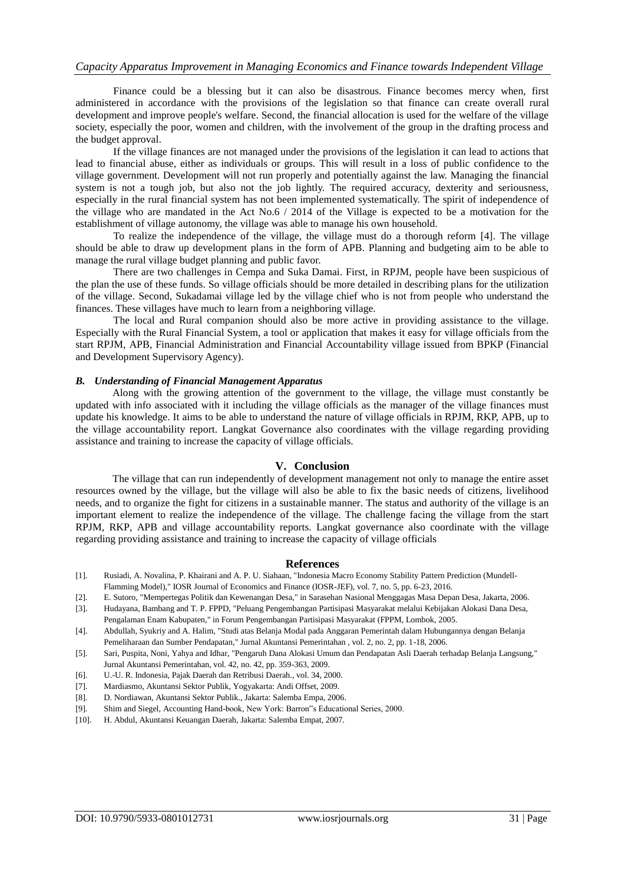Finance could be a blessing but it can also be disastrous. Finance becomes mercy when, first administered in accordance with the provisions of the legislation so that finance can create overall rural development and improve people's welfare. Second, the financial allocation is used for the welfare of the village society, especially the poor, women and children, with the involvement of the group in the drafting process and the budget approval.

If the village finances are not managed under the provisions of the legislation it can lead to actions that lead to financial abuse, either as individuals or groups. This will result in a loss of public confidence to the village government. Development will not run properly and potentially against the law. Managing the financial system is not a tough job, but also not the job lightly. The required accuracy, dexterity and seriousness, especially in the rural financial system has not been implemented systematically. The spirit of independence of the village who are mandated in the Act No.6 / 2014 of the Village is expected to be a motivation for the establishment of village autonomy, the village was able to manage his own household.

To realize the independence of the village, the village must do a thorough reform [4]. The village should be able to draw up development plans in the form of APB. Planning and budgeting aim to be able to manage the rural village budget planning and public favor.

There are two challenges in Cempa and Suka Damai. First, in RPJM, people have been suspicious of the plan the use of these funds. So village officials should be more detailed in describing plans for the utilization of the village. Second, Sukadamai village led by the village chief who is not from people who understand the finances. These villages have much to learn from a neighboring village.

The local and Rural companion should also be more active in providing assistance to the village. Especially with the Rural Financial System, a tool or application that makes it easy for village officials from the start RPJM, APB, Financial Administration and Financial Accountability village issued from BPKP (Financial and Development Supervisory Agency).

### *B. Understanding of Financial Management Apparatus*

Along with the growing attention of the government to the village, the village must constantly be updated with info associated with it including the village officials as the manager of the village finances must update his knowledge. It aims to be able to understand the nature of village officials in RPJM, RKP, APB, up to the village accountability report. Langkat Governance also coordinates with the village regarding providing assistance and training to increase the capacity of village officials.

## V. Conclusion

The village that can run independently of development management not only to manage the entire asset resources owned by the village, but the village will also be able to fix the basic needs of citizens, livelihood needs, and to organize the fight for citizens in a sustainable manner. The status and authority of the village is an important element to realize the independence of the village. The challenge facing the village from the start RPJM, RKP, APB and village accountability reports. Langkat governance also coordinate with the village regarding providing assistance and training to increase the capacity of village officials

## References

[1]. Rusiadi, A. Novalina, P. Khairani and A. P. U. Siahaan, "Indonesia Macro Economy Stability Pattern Prediction (Mundell-Flamming Model)," IOSR Journal of Economics and Finance (IOSR-JEF), vol. 7, no. 5, pp. 6-23, 2016.

[2]. E. Sutoro, "Mempertegas Politik dan Kewenangan Desa," in Sarasehan Nasional Menggagas Masa Depan Desa, Jakarta, 2006.

[3]. Hudayana, Bambang and T. P. FPPD, "Peluang Pengembangan Partisipasi Masyarakat melalui Kebijakan Alokasi Dana Desa, Pengalaman Enam Kabupaten," in Forum Pengembangan Partisipasi Masyarakat (FPPM, Lombok, 2005.

[4]. Abdullah, Syukriy and A. Halim, "Studi atas Belanja Modal pada Anggaran Pemerintah dalam Hubungannya dengan Belanja Pemeliharaan dan Sumber Pendapatan," Jurnal Akuntansi Pemerintahan , vol. 2, no. 2, pp. 1-18, 2006.

[5]. Sari, Puspita, Noni, Yahya and Idhar, "Pengaruh Dana Alokasi Umum dan Pendapatan Asli Daerah terhadap Belanja Langsung," Jurnal Akuntansi Pemerintahan, vol. 42, no. 42, pp. 359-363, 2009.

[6]. U.-U. R. Indonesia, Pajak Daerah dan Retribusi Daerah., vol. 34, 2000.

[7]. Mardiasmo, Akuntansi Sektor Publik, Yogyakarta: Andi Offset, 2009.

[8]. D. Nordiawan, Akuntansi Sektor Publik., Jakarta: Salemba Empa, 2006.

[9]. Shim and Siegel, Accounting Hand-book, New York: Barron"s Educational Series, 2000.

[10]. H. Abdul, Akuntansi Keuangan Daerah, Jakarta: Salemba Empat, 2007.